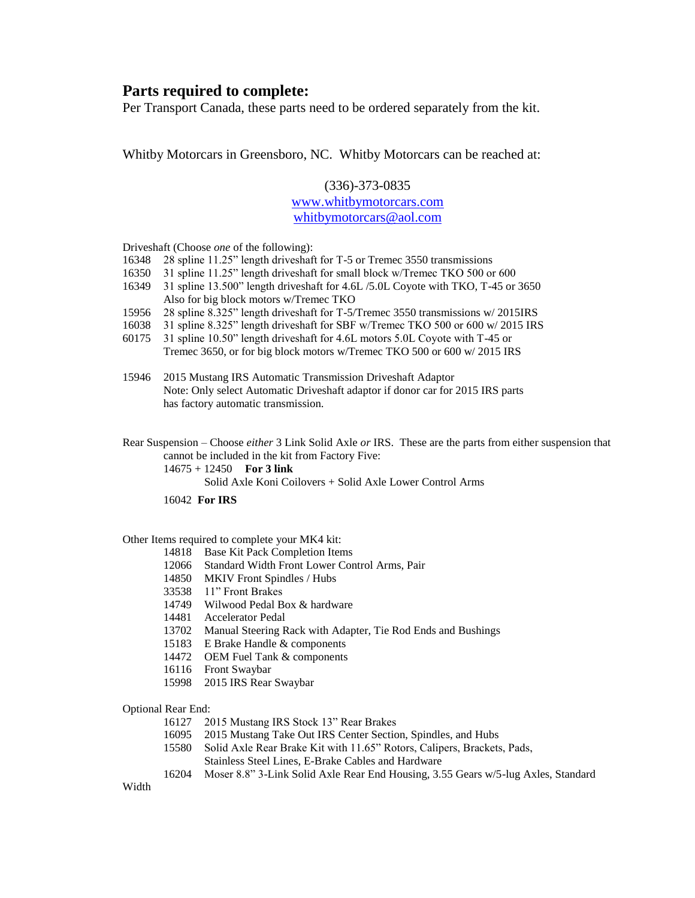## Parts required to complete:

Per Transport Canada, these parts need to be ordered separately from the kit.

Whitby Motorcars in Greensboro, NC. Whitby Motorcars can be reached at:

(336)-373-0835  
[www.whitbymotorcars.com](http://www.whitbymotorcars.com)  
[whitbymotorcars@aol.com](mailto:whitbymotorcars@aol.com)

Driveshaft (Choose *one* of the following):

- 16348 28 spline 11.25" length driveshaft for T-5 or Tremec 3550 transmissions
- 16350 31 spline 11.25" length driveshaft for small block w/Tremec TKO 500 or 600
- 16349 31 spline 13.500" length driveshaft for 4.6L /5.0L Coyote with TKO, T-45 or 3650 Also for big block motors w/Tremec TKO
- 15956 28 spline 8.325" length driveshaft for T-5/Tremec 3550 transmissions w/ 2015IRS
- 16038 31 spline 8.325" length driveshaft for SBF w/Tremec TKO 500 or 600 w/ 2015 IRS
- 60175 31 spline 10.50" length driveshaft for 4.6L motors 5.0L Coyote with T-45 or Tremec 3650, or for big block motors w/Tremec TKO 500 or 600 w/ 2015 IRS

15946 2015 Mustang IRS Automatic Transmission Driveshaft Adaptor  
Note: Only select Automatic Driveshaft adaptor if donor car for 2015 IRS parts has factory automatic transmission.

Rear Suspension – Choose *either* 3 Link Solid Axle *or* IRS. These are the parts from either suspension that cannot be included in the kit from Factory Five:

14675 + 12450 **For 3 link**  
Solid Axle Koni Coilovers + Solid Axle Lower Control Arms

16042 **For IRS**

Other Items required to complete your MK4 kit:

- 14818 Base Kit Pack Completion Items
- 12066 Standard Width Front Lower Control Arms, Pair
- 14850 MKIV Front Spindles / Hubs
- 33538 11" Front Brakes
- 14749 Wilwood Pedal Box & hardware
- 14481 Accelerator Pedal
- 13702 Manual Steering Rack with Adapter, Tie Rod Ends and Bushings
- 15183 E Brake Handle & components
- 14472 OEM Fuel Tank & components
- 16116 Front Swaybar
- 15998 2015 IRS Rear Swaybar

Optional Rear End:

- 16127 2015 Mustang IRS Stock 13" Rear Brakes
- 16095 2015 Mustang Take Out IRS Center Section, Spindles, and Hubs
- 15580 Solid Axle Rear Brake Kit with 11.65" Rotors, Calipers, Brackets, Pads, Stainless Steel Lines, E-Brake Cables and Hardware
- 16204 Moser 8.8" 3-Link Solid Axle Rear End Housing, 3.55 Gears w/5-lug Axles, Standard Width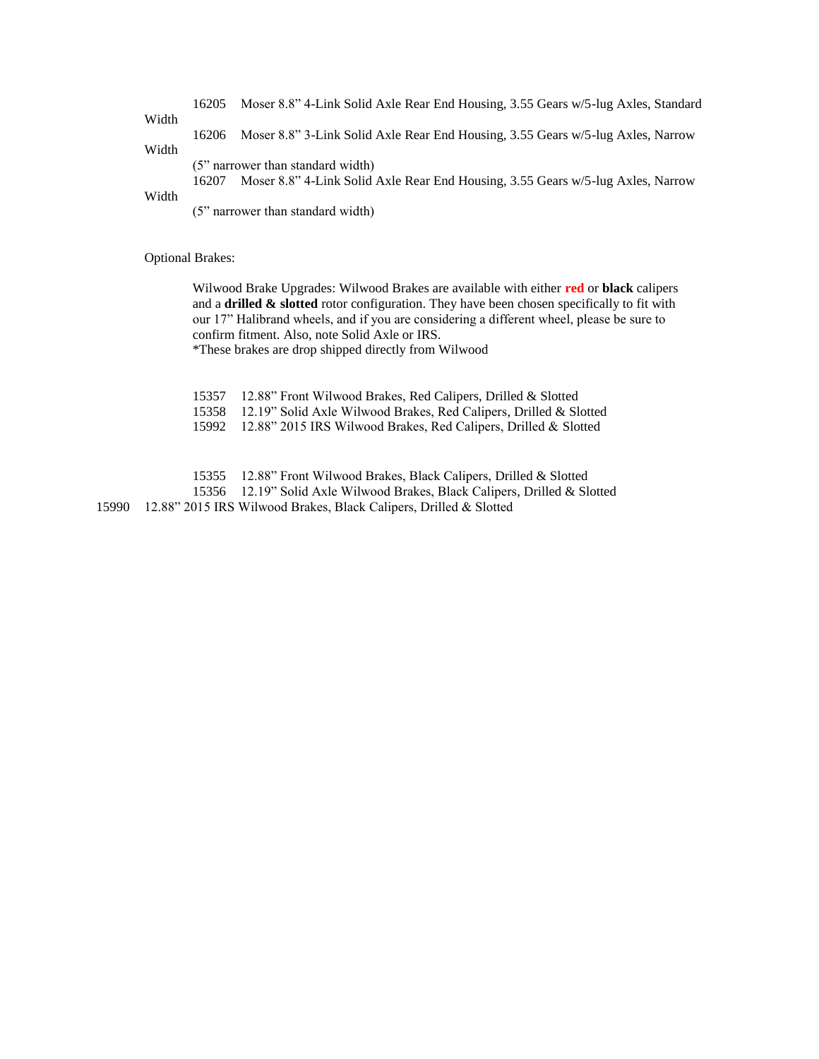16205 Moser 8.8" 4-Link Solid Axle Rear End Housing, 3.55 Gears w/5-lug Axles, Standard Width

16206 Moser 8.8" 3-Link Solid Axle Rear End Housing, 3.55 Gears w/5-lug Axles, Narrow Width
(5" narrower than standard width)

16207 Moser 8.8" 4-Link Solid Axle Rear End Housing, 3.55 Gears w/5-lug Axles, Narrow Width
(5" narrower than standard width)

Optional Brakes:

Wilwood Brake Upgrades: Wilwood Brakes are available with either **red** or **black** calipers and a **drilled & slotted** rotor configuration. They have been chosen specifically to fit with our 17" Halibrand wheels, and if you are considering a different wheel, please be sure to confirm fitment. Also, note Solid Axle or IRS.
*These brakes are drop shipped directly from Wilwood

15357 12.88" Front Wilwood Brakes, Red Calipers, Drilled & Slotted
15358 12.19" Solid Axle Wilwood Brakes, Red Calipers, Drilled & Slotted
15992 12.88" 2015 IRS Wilwood Brakes, Red Calipers, Drilled & Slotted

15355 12.88" Front Wilwood Brakes, Black Calipers, Drilled & Slotted
15356 12.19" Solid Axle Wilwood Brakes, Black Calipers, Drilled & Slotted
15990 12.88" 2015 IRS Wilwood Brakes, Black Calipers, Drilled & Slotted